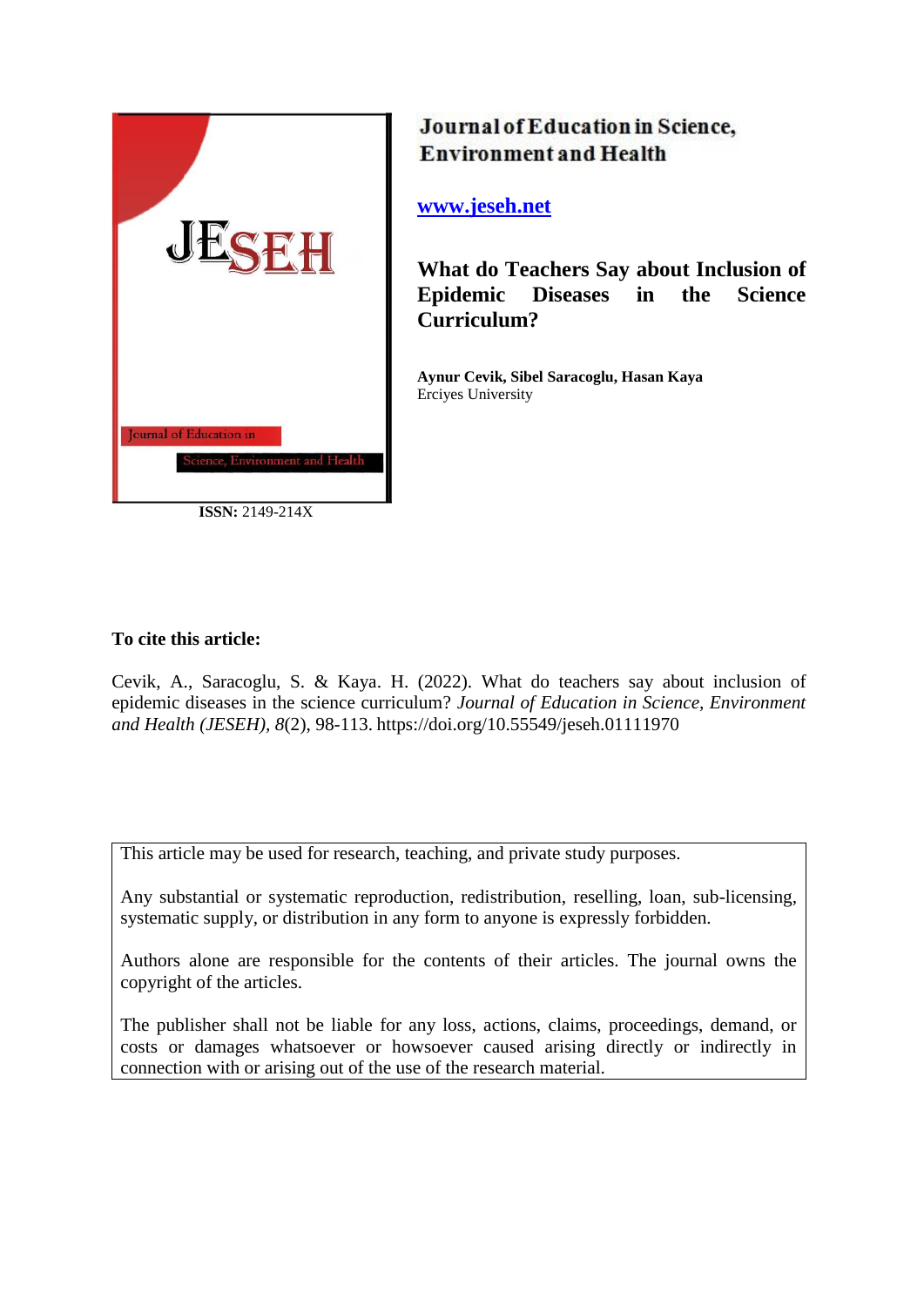Journal of Education in Science, Environment and Health

[www.jeseh.net](http://www.jeseh.net)

# What do Teachers Say about Inclusion of Epidemic Diseases in the Science Curriculum?

**Aynur Cevik, Sibel Saracoglu, Hasan Kaya**
Erciyes University

**ISSN:** 2149-214X

**To cite this article:**

Cevik, A., Saracoglu, S. & Kaya. H. (2022). What do teachers say about inclusion of epidemic diseases in the science curriculum? *Journal of Education in Science, Environment and Health (JESEH), 8*(2), 98-113. https://doi.org/10.55549/jeseh.01111970

This article may be used for research, teaching, and private study purposes.

Any substantial or systematic reproduction, redistribution, reselling, loan, sub-licensing, systematic supply, or distribution in any form to anyone is expressly forbidden.

Authors alone are responsible for the contents of their articles. The journal owns the copyright of the articles.

The publisher shall not be liable for any loss, actions, claims, proceedings, demand, or costs or damages whatsoever or howsoever caused arising directly or indirectly in connection with or arising out of the use of the research material.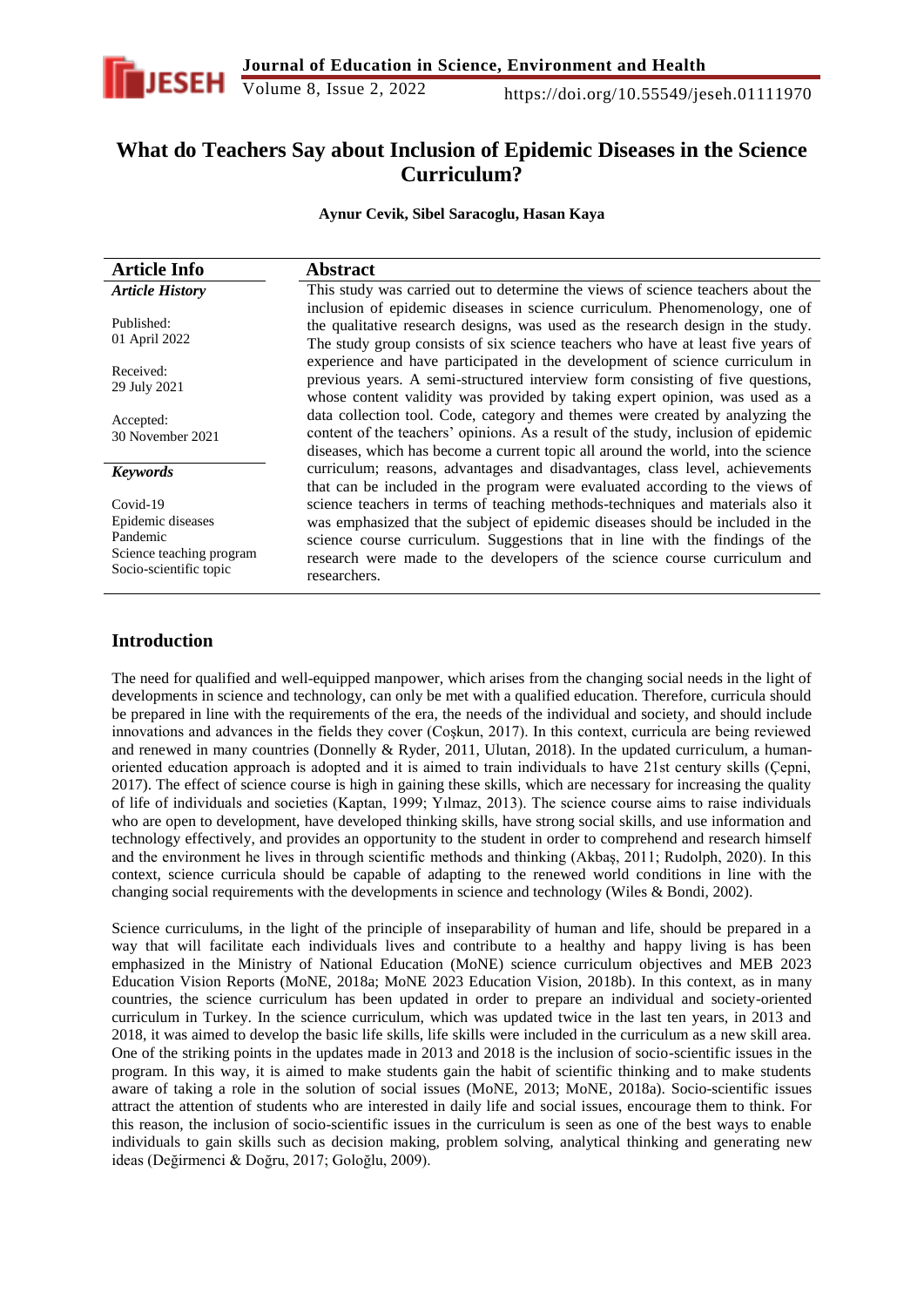# What do Teachers Say about Inclusion of Epidemic Diseases in the Science Curriculum?

**Aynur Cevik, Sibel Saracoglu, Hasan Kaya**

| Article Info | Abstract |
|---|---|
| ***Article History*** <br><br> Published: 01 April 2022 <br><br> Received: 29 July 2021 <br><br> Accepted: 30 November 2021 <br><br> ***Keywords*** <br><br> Covid-19 <br> Epidemic diseases <br> Pandemic <br> Science teaching program <br> Socio-scientific topic | This study was carried out to determine the views of science teachers about the inclusion of epidemic diseases in science curriculum. Phenomenology, one of the qualitative research designs, was used as the research design in the study. The study group consists of six science teachers who have at least five years of experience and have participated in the development of science curriculum in previous years. A semi-structured interview form consisting of five questions, whose content validity was provided by taking expert opinion, was used as a data collection tool. Code, category and themes were created by analyzing the content of the teachers' opinions. As a result of the study, inclusion of epidemic diseases, which has become a current topic all around the world, into the science curriculum; reasons, advantages and disadvantages, class level, achievements that can be included in the program were evaluated according to the views of science teachers in terms of teaching methods-techniques and materials also it was emphasized that the subject of epidemic diseases should be included in the science course curriculum. Suggestions that in line with the findings of the research were made to the developers of the science course curriculum and researchers. |

## Introduction

The need for qualified and well-equipped manpower, which arises from the changing social needs in the light of developments in science and technology, can only be met with a qualified education. Therefore, curricula should be prepared in line with the requirements of the era, the needs of the individual and society, and should include innovations and advances in the fields they cover (Coşkun, 2017). In this context, curricula are being reviewed and renewed in many countries (Donnelly & Ryder, 2011, Ulutan, 2018). In the updated curriculum, a human-oriented education approach is adopted and it is aimed to train individuals to have 21st century skills (Çepni, 2017). The effect of science course is high in gaining these skills, which are necessary for increasing the quality of life of individuals and societies (Kaptan, 1999; Yılmaz, 2013). The science course aims to raise individuals who are open to development, have developed thinking skills, have strong social skills, and use information and technology effectively, and provides an opportunity to the student in order to comprehend and research himself and the environment he lives in through scientific methods and thinking (Akbaş, 2011; Rudolph, 2020). In this context, science curricula should be capable of adapting to the renewed world conditions in line with the changing social requirements with the developments in science and technology (Wiles & Bondi, 2002).

Science curriculums, in the light of the principle of inseparability of human and life, should be prepared in a way that will facilitate each individuals lives and contribute to a healthy and happy living is has been emphasized in the Ministry of National Education (MoNE) science curriculum objectives and MEB 2023 Education Vision Reports (MoNE, 2018a; MoNE 2023 Education Vision, 2018b). In this context, as in many countries, the science curriculum has been updated in order to prepare an individual and society-oriented curriculum in Turkey. In the science curriculum, which was updated twice in the last ten years, in 2013 and 2018, it was aimed to develop the basic life skills, life skills were included in the curriculum as a new skill area. One of the striking points in the updates made in 2013 and 2018 is the inclusion of socio-scientific issues in the program. In this way, it is aimed to make students gain the habit of scientific thinking and to make students aware of taking a role in the solution of social issues (MoNE, 2013; MoNE, 2018a). Socio-scientific issues attract the attention of students who are interested in daily life and social issues, encourage them to think. For this reason, the inclusion of socio-scientific issues in the curriculum is seen as one of the best ways to enable individuals to gain skills such as decision making, problem solving, analytical thinking and generating new ideas (Değirmenci & Doğru, 2017; Goloğlu, 2009).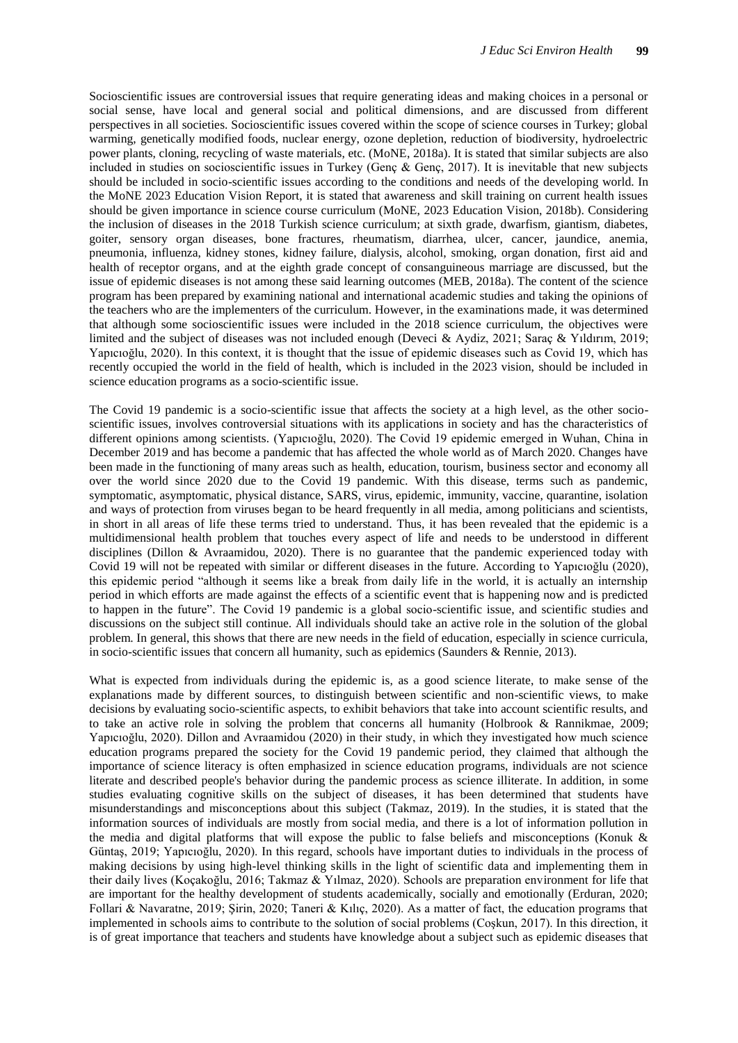Socioscientific issues are controversial issues that require generating ideas and making choices in a personal or social sense, have local and general social and political dimensions, and are discussed from different perspectives in all societies. Socioscientific issues covered within the scope of science courses in Turkey; global warming, genetically modified foods, nuclear energy, ozone depletion, reduction of biodiversity, hydroelectric power plants, cloning, recycling of waste materials, etc. (MoNE, 2018a). It is stated that similar subjects are also included in studies on socioscientific issues in Turkey (Genç & Genç, 2017). It is inevitable that new subjects should be included in socio-scientific issues according to the conditions and needs of the developing world. In the MoNE 2023 Education Vision Report, it is stated that awareness and skill training on current health issues should be given importance in science course curriculum (MoNE, 2023 Education Vision, 2018b). Considering the inclusion of diseases in the 2018 Turkish science curriculum; at sixth grade, dwarfism, giantism, diabetes, goiter, sensory organ diseases, bone fractures, rheumatism, diarrhea, ulcer, cancer, jaundice, anemia, pneumonia, influenza, kidney stones, kidney failure, dialysis, alcohol, smoking, organ donation, first aid and health of receptor organs, and at the eighth grade concept of consanguineous marriage are discussed, but the issue of epidemic diseases is not among these said learning outcomes (MEB, 2018a). The content of the science program has been prepared by examining national and international academic studies and taking the opinions of the teachers who are the implementers of the curriculum. However, in the examinations made, it was determined that although some socioscientific issues were included in the 2018 science curriculum, the objectives were limited and the subject of diseases was not included enough (Deveci & Aydiz, 2021; Saraç & Yıldırım, 2019; Yapıcıoğlu, 2020). In this context, it is thought that the issue of epidemic diseases such as Covid 19, which has recently occupied the world in the field of health, which is included in the 2023 vision, should be included in science education programs as a socio-scientific issue.

The Covid 19 pandemic is a socio-scientific issue that affects the society at a high level, as the other socio-scientific issues, involves controversial situations with its applications in society and has the characteristics of different opinions among scientists. (Yapıcıoğlu, 2020). The Covid 19 epidemic emerged in Wuhan, China in December 2019 and has become a pandemic that has affected the whole world as of March 2020. Changes have been made in the functioning of many areas such as health, education, tourism, business sector and economy all over the world since 2020 due to the Covid 19 pandemic. With this disease, terms such as pandemic, symptomatic, asymptomatic, physical distance, SARS, virus, epidemic, immunity, vaccine, quarantine, isolation and ways of protection from viruses began to be heard frequently in all media, among politicians and scientists, in short in all areas of life these terms tried to understand. Thus, it has been revealed that the epidemic is a multidimensional health problem that touches every aspect of life and needs to be understood in different disciplines (Dillon & Avraamidou, 2020). There is no guarantee that the pandemic experienced today with Covid 19 will not be repeated with similar or different diseases in the future. According to Yapıcıoğlu (2020), this epidemic period "although it seems like a break from daily life in the world, it is actually an internship period in which efforts are made against the effects of a scientific event that is happening now and is predicted to happen in the future". The Covid 19 pandemic is a global socio-scientific issue, and scientific studies and discussions on the subject still continue. All individuals should take an active role in the solution of the global problem. In general, this shows that there are new needs in the field of education, especially in science curricula, in socio-scientific issues that concern all humanity, such as epidemics (Saunders & Rennie, 2013).

What is expected from individuals during the epidemic is, as a good science literate, to make sense of the explanations made by different sources, to distinguish between scientific and non-scientific views, to make decisions by evaluating socio-scientific aspects, to exhibit behaviors that take into account scientific results, and to take an active role in solving the problem that concerns all humanity (Holbrook & Rannikmae, 2009; Yapıcıoğlu, 2020). Dillon and Avraamidou (2020) in their study, in which they investigated how much science education programs prepared the society for the Covid 19 pandemic period, they claimed that although the importance of science literacy is often emphasized in science education programs, individuals are not science literate and described people's behavior during the pandemic process as science illiterate. In addition, in some studies evaluating cognitive skills on the subject of diseases, it has been determined that students have misunderstandings and misconceptions about this subject (Takmaz, 2019). In the studies, it is stated that the information sources of individuals are mostly from social media, and there is a lot of information pollution in the media and digital platforms that will expose the public to false beliefs and misconceptions (Konuk & Güntaş, 2019; Yapıcıoğlu, 2020). In this regard, schools have important duties to individuals in the process of making decisions by using high-level thinking skills in the light of scientific data and implementing them in their daily lives (Koçakoğlu, 2016; Takmaz & Yılmaz, 2020). Schools are preparation environment for life that are important for the healthy development of students academically, socially and emotionally (Erduran, 2020; Follari & Navaratne, 2019; Şirin, 2020; Taneri & Kılıç, 2020). As a matter of fact, the education programs that implemented in schools aims to contribute to the solution of social problems (Coşkun, 2017). In this direction, it is of great importance that teachers and students have knowledge about a subject such as epidemic diseases that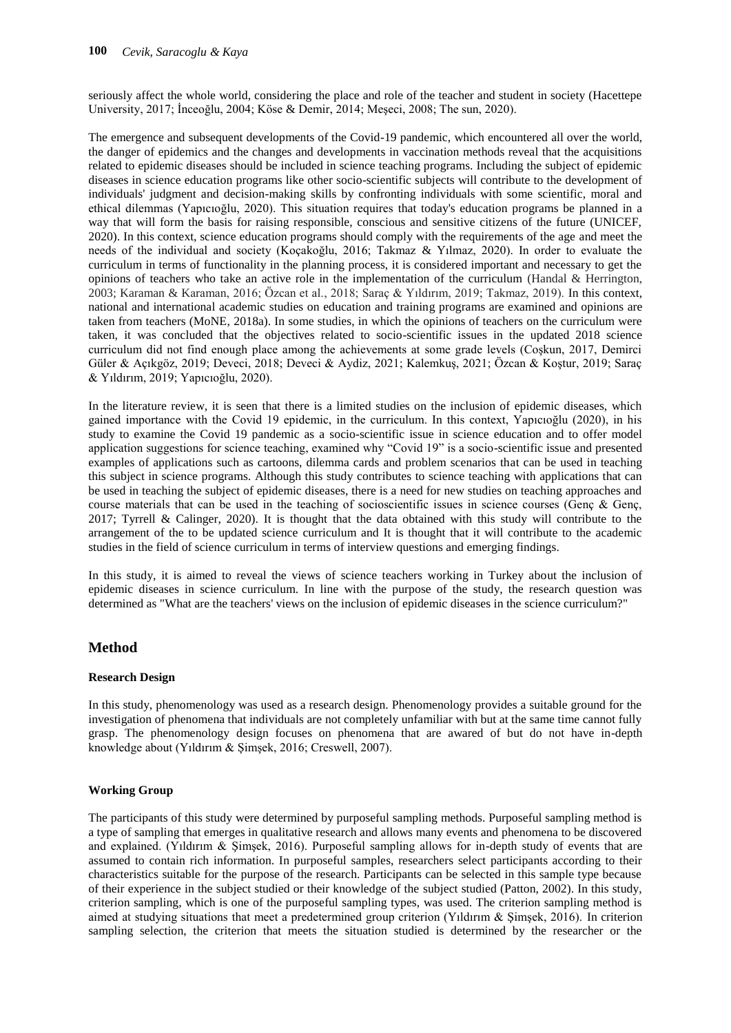seriously affect the whole world, considering the place and role of the teacher and student in society (Hacettepe University, 2017; İnceoğlu, 2004; Köse & Demir, 2014; Meşeci, 2008; The sun, 2020).

The emergence and subsequent developments of the Covid-19 pandemic, which encountered all over the world, the danger of epidemics and the changes and developments in vaccination methods reveal that the acquisitions related to epidemic diseases should be included in science teaching programs. Including the subject of epidemic diseases in science education programs like other socio-scientific subjects will contribute to the development of individuals' judgment and decision-making skills by confronting individuals with some scientific, moral and ethical dilemmas (Yapıcıoğlu, 2020). This situation requires that today's education programs be planned in a way that will form the basis for raising responsible, conscious and sensitive citizens of the future (UNICEF, 2020). In this context, science education programs should comply with the requirements of the age and meet the needs of the individual and society (Koçakoğlu, 2016; Takmaz & Yılmaz, 2020). In order to evaluate the curriculum in terms of functionality in the planning process, it is considered important and necessary to get the opinions of teachers who take an active role in the implementation of the curriculum (Handal & Herrington, 2003; Karaman & Karaman, 2016; Özcan et al., 2018; Saraç & Yıldırım, 2019; Takmaz, 2019). In this context, national and international academic studies on education and training programs are examined and opinions are taken from teachers (MoNE, 2018a). In some studies, in which the opinions of teachers on the curriculum were taken, it was concluded that the objectives related to socio-scientific issues in the updated 2018 science curriculum did not find enough place among the achievements at some grade levels (Coşkun, 2017, Demirci Güler & Açıkgöz, 2019; Deveci, 2018; Deveci & Aydiz, 2021; Kalemkuş, 2021; Özcan & Koştur, 2019; Saraç & Yıldırım, 2019; Yapıcıoğlu, 2020).

In the literature review, it is seen that there is a limited studies on the inclusion of epidemic diseases, which gained importance with the Covid 19 epidemic, in the curriculum. In this context, Yapıcıoğlu (2020), in his study to examine the Covid 19 pandemic as a socio-scientific issue in science education and to offer model application suggestions for science teaching, examined why "Covid 19" is a socio-scientific issue and presented examples of applications such as cartoons, dilemma cards and problem scenarios that can be used in teaching this subject in science programs. Although this study contributes to science teaching with applications that can be used in teaching the subject of epidemic diseases, there is a need for new studies on teaching approaches and course materials that can be used in the teaching of socioscientific issues in science courses (Genç & Genç, 2017; Tyrrell & Calinger, 2020). It is thought that the data obtained with this study will contribute to the arrangement of the to be updated science curriculum and It is thought that it will contribute to the academic studies in the field of science curriculum in terms of interview questions and emerging findings.

In this study, it is aimed to reveal the views of science teachers working in Turkey about the inclusion of epidemic diseases in science curriculum. In line with the purpose of the study, the research question was determined as "What are the teachers' views on the inclusion of epidemic diseases in the science curriculum?"

## Method

### Research Design

In this study, phenomenology was used as a research design. Phenomenology provides a suitable ground for the investigation of phenomena that individuals are not completely unfamiliar with but at the same time cannot fully grasp. The phenomenology design focuses on phenomena that are awared of but do not have in-depth knowledge about (Yıldırım & Şimşek, 2016; Creswell, 2007).

### Working Group

The participants of this study were determined by purposeful sampling methods. Purposeful sampling method is a type of sampling that emerges in qualitative research and allows many events and phenomena to be discovered and explained. (Yıldırım & Şimşek, 2016). Purposeful sampling allows for in-depth study of events that are assumed to contain rich information. In purposeful samples, researchers select participants according to their characteristics suitable for the purpose of the research. Participants can be selected in this sample type because of their experience in the subject studied or their knowledge of the subject studied (Patton, 2002). In this study, criterion sampling, which is one of the purposeful sampling types, was used. The criterion sampling method is aimed at studying situations that meet a predetermined group criterion (Yıldırım & Şimşek, 2016). In criterion sampling selection, the criterion that meets the situation studied is determined by the researcher or the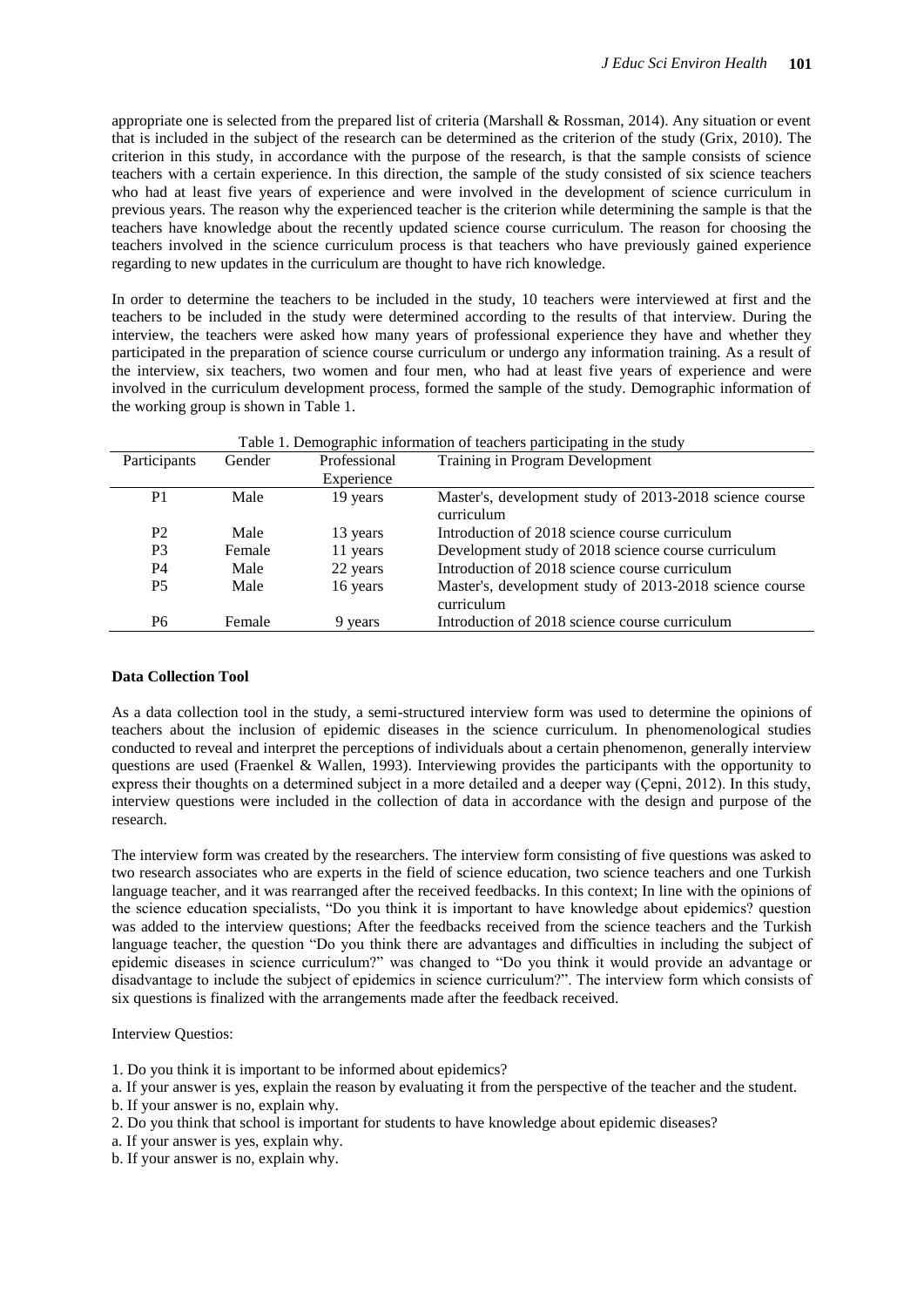appropriate one is selected from the prepared list of criteria (Marshall & Rossman, 2014). Any situation or event that is included in the subject of the research can be determined as the criterion of the study (Grix, 2010). The criterion in this study, in accordance with the purpose of the research, is that the sample consists of science teachers with a certain experience. In this direction, the sample of the study consisted of six science teachers who had at least five years of experience and were involved in the development of science curriculum in previous years. The reason why the experienced teacher is the criterion while determining the sample is that the teachers have knowledge about the recently updated science course curriculum. The reason for choosing the teachers involved in the science curriculum process is that teachers who have previously gained experience regarding to new updates in the curriculum are thought to have rich knowledge.

In order to determine the teachers to be included in the study, 10 teachers were interviewed at first and the teachers to be included in the study were determined according to the results of that interview. During the interview, the teachers were asked how many years of professional experience they have and whether they participated in the preparation of science course curriculum or undergo any information training. As a result of the interview, six teachers, two women and four men, who had at least five years of experience and were involved in the curriculum development process, formed the sample of the study. Demographic information of the working group is shown in Table 1.

Table 1. Demographic information of teachers participating in the study

| Participants | Gender | Professional Experience | Training in Program Development |
|---|---|---|---|
| P1 | Male | 19 years | Master's, development study of 2013-2018 science course curriculum |
| P2 | Male | 13 years | Introduction of 2018 science course curriculum |
| P3 | Female | 11 years | Development study of 2018 science course curriculum |
| P4 | Male | 22 years | Introduction of 2018 science course curriculum |
| P5 | Male | 16 years | Master's, development study of 2013-2018 science course curriculum |
| P6 | Female | 9 years | Introduction of 2018 science course curriculum |

**Data Collection Tool**

As a data collection tool in the study, a semi-structured interview form was used to determine the opinions of teachers about the inclusion of epidemic diseases in the science curriculum. In phenomenological studies conducted to reveal and interpret the perceptions of individuals about a certain phenomenon, generally interview questions are used (Fraenkel & Wallen, 1993). Interviewing provides the participants with the opportunity to express their thoughts on a determined subject in a more detailed and a deeper way (Çepni, 2012). In this study, interview questions were included in the collection of data in accordance with the design and purpose of the research.

The interview form was created by the researchers. The interview form consisting of five questions was asked to two research associates who are experts in the field of science education, two science teachers and one Turkish language teacher, and it was rearranged after the received feedbacks. In this context; In line with the opinions of the science education specialists, "Do you think it is important to have knowledge about epidemics? question was added to the interview questions; After the feedbacks received from the science teachers and the Turkish language teacher, the question "Do you think there are advantages and difficulties in including the subject of epidemic diseases in science curriculum?" was changed to "Do you think it would provide an advantage or disadvantage to include the subject of epidemics in science curriculum?". The interview form which consists of six questions is finalized with the arrangements made after the feedback received.

Interview Questios:

1. Do you think it is important to be informed about epidemics?
a. If your answer is yes, explain the reason by evaluating it from the perspective of the teacher and the student.
b. If your answer is no, explain why.
2. Do you think that school is important for students to have knowledge about epidemic diseases?
a. If your answer is yes, explain why.
b. If your answer is no, explain why.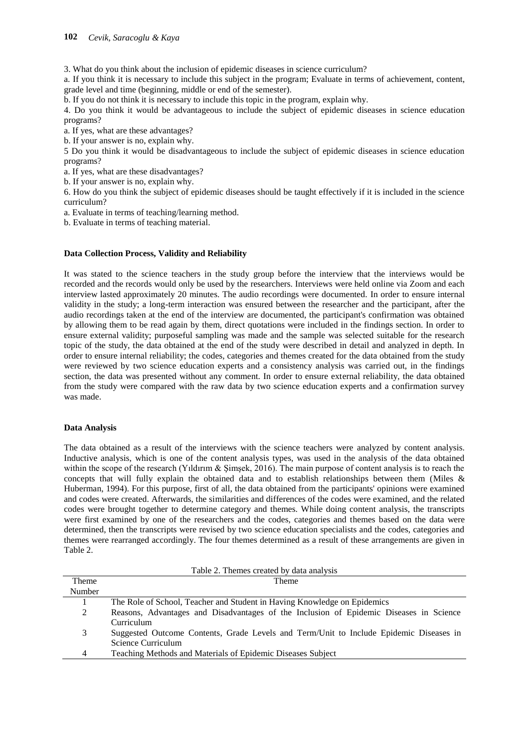3. What do you think about the inclusion of epidemic diseases in science curriculum?

a. If you think it is necessary to include this subject in the program; Evaluate in terms of achievement, content, grade level and time (beginning, middle or end of the semester).

b. If you do not think it is necessary to include this topic in the program, explain why.

4. Do you think it would be advantageous to include the subject of epidemic diseases in science education programs?

a. If yes, what are these advantages?

b. If your answer is no, explain why.

5 Do you think it would be disadvantageous to include the subject of epidemic diseases in science education programs?

a. If yes, what are these disadvantages?

b. If your answer is no, explain why.

6. How do you think the subject of epidemic diseases should be taught effectively if it is included in the science curriculum?

a. Evaluate in terms of teaching/learning method.

b. Evaluate in terms of teaching material.

**Data Collection Process, Validity and Reliability**

It was stated to the science teachers in the study group before the interview that the interviews would be recorded and the records would only be used by the researchers. Interviews were held online via Zoom and each interview lasted approximately 20 minutes. The audio recordings were documented. In order to ensure internal validity in the study; a long-term interaction was ensured between the researcher and the participant, after the audio recordings taken at the end of the interview are documented, the participant's confirmation was obtained by allowing them to be read again by them, direct quotations were included in the findings section. In order to ensure external validity; purposeful sampling was made and the sample was selected suitable for the research topic of the study, the data obtained at the end of the study were described in detail and analyzed in depth. In order to ensure internal reliability; the codes, categories and themes created for the data obtained from the study were reviewed by two science education experts and a consistency analysis was carried out, in the findings section, the data was presented without any comment. In order to ensure external reliability, the data obtained from the study were compared with the raw data by two science education experts and a confirmation survey was made.

**Data Analysis**

The data obtained as a result of the interviews with the science teachers were analyzed by content analysis. Inductive analysis, which is one of the content analysis types, was used in the analysis of the data obtained within the scope of the research (Yıldırım & Şimşek, 2016). The main purpose of content analysis is to reach the concepts that will fully explain the obtained data and to establish relationships between them (Miles & Huberman, 1994). For this purpose, first of all, the data obtained from the participants' opinions were examined and codes were created. Afterwards, the similarities and differences of the codes were examined, and the related codes were brought together to determine category and themes. While doing content analysis, the transcripts were first examined by one of the researchers and the codes, categories and themes based on the data were determined, then the transcripts were revised by two science education specialists and the codes, categories and themes were rearranged accordingly. The four themes determined as a result of these arrangements are given in Table 2.

Table 2. Themes created by data analysis

| Theme Number | Theme |
|---|---|
| 1 | The Role of School, Teacher and Student in Having Knowledge on Epidemics |
| 2 | Reasons, Advantages and Disadvantages of the Inclusion of Epidemic Diseases in Science Curriculum |
| 3 | Suggested Outcome Contents, Grade Levels and Term/Unit to Include Epidemic Diseases in Science Curriculum |
| 4 | Teaching Methods and Materials of Epidemic Diseases Subject |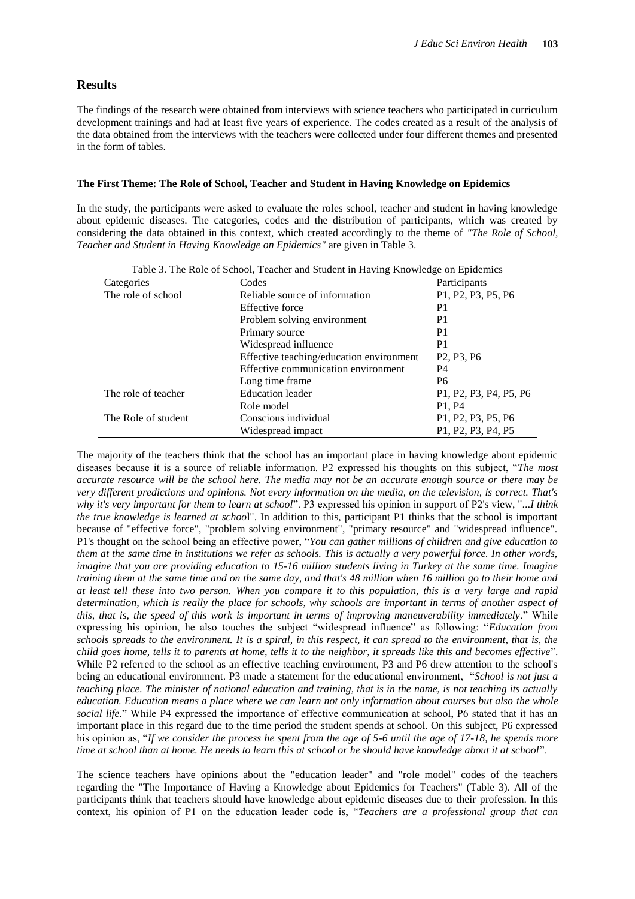## Results

The findings of the research were obtained from interviews with science teachers who participated in curriculum development trainings and had at least five years of experience. The codes created as a result of the analysis of the data obtained from the interviews with the teachers were collected under four different themes and presented in the form of tables.

### The First Theme: The Role of School, Teacher and Student in Having Knowledge on Epidemics

In the study, the participants were asked to evaluate the roles school, teacher and student in having knowledge about epidemic diseases. The categories, codes and the distribution of participants, which was created by considering the data obtained in this context, which created accordingly to the theme of *"The Role of School, Teacher and Student in Having Knowledge on Epidemics"* are given in Table 3.

Table 3. The Role of School, Teacher and Student in Having Knowledge on Epidemics

| Categories | Codes | Participants |
|---|---|---|
| The role of school | Reliable source of information | P1, P2, P3, P5, P6 |
| | Effective force | P1 |
| | Problem solving environment | P1 |
| | Primary source | P1 |
| | Widespread influence | P1 |
| | Effective teaching/education environment | P2, P3, P6 |
| | Effective communication environment | P4 |
| | Long time frame | P6 |
| The role of teacher | Education leader | P1, P2, P3, P4, P5, P6 |
| | Role model | P1, P4 |
| The Role of student | Conscious individual | P1, P2, P3, P5, P6 |
| | Widespread impact | P1, P2, P3, P4, P5 |

The majority of the teachers think that the school has an important place in having knowledge about epidemic diseases because it is a source of reliable information. P2 expressed his thoughts on this subject, "*The most accurate resource will be the school here. The media may not be an accurate enough source or there may be very different predictions and opinions. Not every information on the media, on the television, is correct. That's why it's very important for them to learn at school*". P3 expressed his opinion in support of P2's view, "*...I think the true knowledge is learned at schoo*l". In addition to this, participant P1 thinks that the school is important because of "effective force", "problem solving environment", "primary resource" and "widespread influence". P1's thought on the school being an effective power, "*You can gather millions of children and give education to them at the same time in institutions we refer as schools. This is actually a very powerful force. In other words, imagine that you are providing education to 15-16 million students living in Turkey at the same time. Imagine training them at the same time and on the same day, and that's 48 million when 16 million go to their home and at least tell these into two person. When you compare it to this population, this is a very large and rapid determination, which is really the place for schools, why schools are important in terms of another aspect of this, that is, the speed of this work is important in terms of improving maneuverability immediately*." While expressing his opinion, he also touches the subject "widespread influence" as following: "*Education from schools spreads to the environment. It is a spiral, in this respect, it can spread to the environment, that is, the child goes home, tells it to parents at home, tells it to the neighbor, it spreads like this and becomes effective*". While P2 referred to the school as an effective teaching environment, P3 and P6 drew attention to the school's being an educational environment. P3 made a statement for the educational environment, "*School is not just a teaching place. The minister of national education and training, that is in the name, is not teaching its actually education. Education means a place where we can learn not only information about courses but also the whole social life*." While P4 expressed the importance of effective communication at school, P6 stated that it has an important place in this regard due to the time period the student spends at school. On this subject, P6 expressed his opinion as, "*If we consider the process he spent from the age of 5-6 until the age of 17-18, he spends more time at school than at home. He needs to learn this at school or he should have knowledge about it at school*".

The science teachers have opinions about the "education leader" and "role model" codes of the teachers regarding the "The Importance of Having a Knowledge about Epidemics for Teachers" (Table 3). All of the participants think that teachers should have knowledge about epidemic diseases due to their profession. In this context, his opinion of P1 on the education leader code is, "*Teachers are a professional group that can*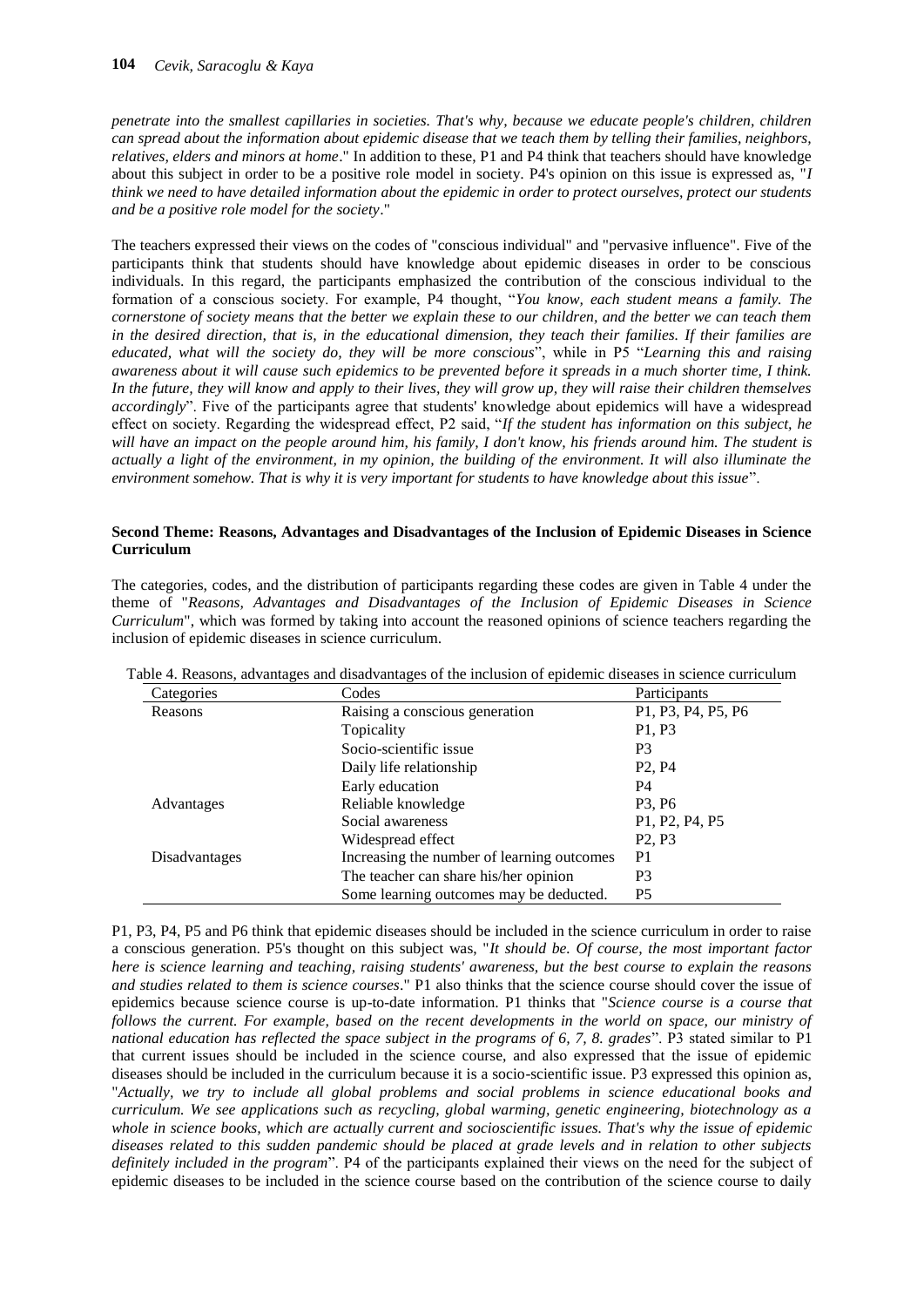*penetrate into the smallest capillaries in societies. That's why, because we educate people's children, children can spread about the information about epidemic disease that we teach them by telling their families, neighbors, relatives, elders and minors at home*." In addition to these, P1 and P4 think that teachers should have knowledge about this subject in order to be a positive role model in society. P4's opinion on this issue is expressed as, "*I think we need to have detailed information about the epidemic in order to protect ourselves, protect our students and be a positive role model for the society*."

The teachers expressed their views on the codes of "conscious individual" and "pervasive influence". Five of the participants think that students should have knowledge about epidemic diseases in order to be conscious individuals. In this regard, the participants emphasized the contribution of the conscious individual to the formation of a conscious society. For example, P4 thought, "*You know, each student means a family. The cornerstone of society means that the better we explain these to our children, and the better we can teach them in the desired direction, that is, in the educational dimension, they teach their families. If their families are educated, what will the society do, they will be more conscious*", while in P5 "*Learning this and raising awareness about it will cause such epidemics to be prevented before it spreads in a much shorter time, I think. In the future, they will know and apply to their lives, they will grow up, they will raise their children themselves accordingly*". Five of the participants agree that students' knowledge about epidemics will have a widespread effect on society. Regarding the widespread effect, P2 said, "*If the student has information on this subject, he will have an impact on the people around him, his family, I don't know, his friends around him. The student is actually a light of the environment, in my opinion, the building of the environment. It will also illuminate the environment somehow. That is why it is very important for students to have knowledge about this issue*".

### Second Theme: Reasons, Advantages and Disadvantages of the Inclusion of Epidemic Diseases in Science Curriculum

The categories, codes, and the distribution of participants regarding these codes are given in Table 4 under the theme of "*Reasons, Advantages and Disadvantages of the Inclusion of Epidemic Diseases in Science Curriculum*", which was formed by taking into account the reasoned opinions of science teachers regarding the inclusion of epidemic diseases in science curriculum.

Table 4. Reasons, advantages and disadvantages of the inclusion of epidemic diseases in science curriculum

| Categories | Codes | Participants |
|---|---|---|
| Reasons | Raising a conscious generation | P1, P3, P4, P5, P6 |
| | Topicality | P1, P3 |
| | Socio-scientific issue | P3 |
| | Daily life relationship | P2, P4 |
| | Early education | P4 |
| Advantages | Reliable knowledge | P3, P6 |
| | Social awareness | P1, P2, P4, P5 |
| | Widespread effect | P2, P3 |
| Disadvantages | Increasing the number of learning outcomes | P1 |
| | The teacher can share his/her opinion | P3 |
| | Some learning outcomes may be deducted. | P5 |

P1, P3, P4, P5 and P6 think that epidemic diseases should be included in the science curriculum in order to raise a conscious generation. P5's thought on this subject was, "*It should be. Of course, the most important factor here is science learning and teaching, raising students' awareness, but the best course to explain the reasons and studies related to them is science courses*." P1 also thinks that the science course should cover the issue of epidemics because science course is up-to-date information. P1 thinks that "*Science course is a course that follows the current. For example, based on the recent developments in the world on space, our ministry of national education has reflected the space subject in the programs of 6, 7, 8. grades*". P3 stated similar to P1 that current issues should be included in the science course, and also expressed that the issue of epidemic diseases should be included in the curriculum because it is a socio-scientific issue. P3 expressed this opinion as, "*Actually, we try to include all global problems and social problems in science educational books and curriculum. We see applications such as recycling, global warming, genetic engineering, biotechnology as a whole in science books, which are actually current and socioscientific issues. That's why the issue of epidemic diseases related to this sudden pandemic should be placed at grade levels and in relation to other subjects definitely included in the program*". P4 of the participants explained their views on the need for the subject of epidemic diseases to be included in the science course based on the contribution of the science course to daily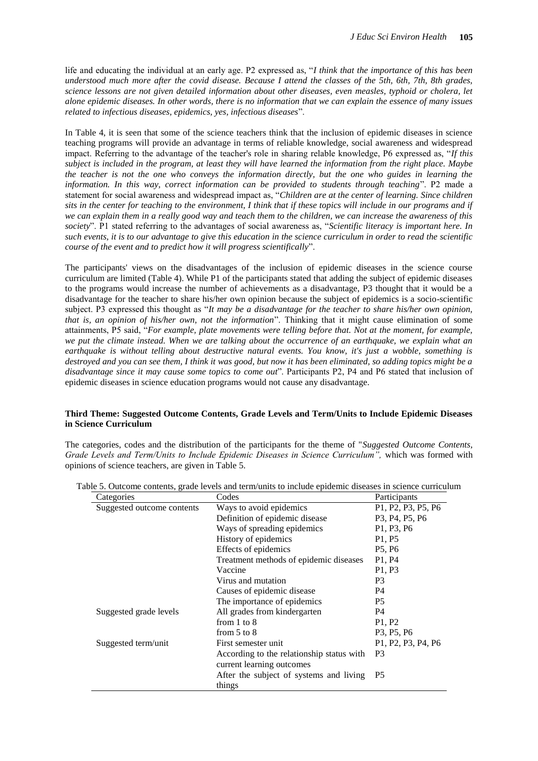life and educating the individual at an early age. P2 expressed as, "*I think that the importance of this has been understood much more after the covid disease. Because I attend the classes of the 5th, 6th, 7th, 8th grades, science lessons are not given detailed information about other diseases, even measles, typhoid or cholera, let alone epidemic diseases. In other words, there is no information that we can explain the essence of many issues related to infectious diseases, epidemics, yes, infectious diseases*".

In Table 4, it is seen that some of the science teachers think that the inclusion of epidemic diseases in science teaching programs will provide an advantage in terms of reliable knowledge, social awareness and widespread impact. Referring to the advantage of the teacher's role in sharing relable knowledge, P6 expressed as, "*If this subject is included in the program, at least they will have learned the information from the right place. Maybe the teacher is not the one who conveys the information directly, but the one who guides in learning the information. In this way, correct information can be provided to students through teaching*". P2 made a statement for social awareness and widespread impact as, "*Children are at the center of learning. Since children sits in the center for teaching to the environment, I think that if these topics will include in our programs and if we can explain them in a really good way and teach them to the children, we can increase the awareness of this society*". P1 stated referring to the advantages of social awareness as, "*Scientific literacy is important here. In such events, it is to our advantage to give this education in the science curriculum in order to read the scientific course of the event and to predict how it will progress scientifically*".

The participants' views on the disadvantages of the inclusion of epidemic diseases in the science course curriculum are limited (Table 4). While P1 of the participants stated that adding the subject of epidemic diseases to the programs would increase the number of achievements as a disadvantage, P3 thought that it would be a disadvantage for the teacher to share his/her own opinion because the subject of epidemics is a socio-scientific subject. P3 expressed this thought as "*It may be a disadvantage for the teacher to share his/her own opinion, that is, an opinion of his/her own, not the information*". Thinking that it might cause elimination of some attainments, P5 said, "*For example, plate movements were telling before that. Not at the moment, for example, we put the climate instead. When we are talking about the occurrence of an earthquake, we explain what an earthquake is without telling about destructive natural events. You know, it's just a wobble, something is destroyed and you can see them, I think it was good, but now it has been eliminated, so adding topics might be a disadvantage since it may cause some topics to come out*". Participants P2, P4 and P6 stated that inclusion of epidemic diseases in science education programs would not cause any disadvantage.

**Third Theme: Suggested Outcome Contents, Grade Levels and Term/Units to Include Epidemic Diseases in Science Curriculum**

The categories, codes and the distribution of the participants for the theme of "*Suggested Outcome Contents, Grade Levels and Term/Units to Include Epidemic Diseases in Science Curriculum",* which was formed with opinions of science teachers, are given in Table 5.

Table 5. Outcome contents, grade levels and term/units to include epidemic diseases in science curriculum

| Categories | Codes | Participants |
|---|---|---|
| Suggested outcome contents | Ways to avoid epidemics | P1, P2, P3, P5, P6 |
| | Definition of epidemic disease | P3, P4, P5, P6 |
| | Ways of spreading epidemics | P1, P3, P6 |
| | History of epidemics | P1, P5 |
| | Effects of epidemics | P5, P6 |
| | Treatment methods of epidemic diseases | P1, P4 |
| | Vaccine | P1, P3 |
| | Virus and mutation | P3 |
| | Causes of epidemic disease | P4 |
| | The importance of epidemics | P5 |
| Suggested grade levels | All grades from kindergarten | P4 |
| | from 1 to 8 | P1, P2 |
| | from 5 to 8 | P3, P5, P6 |
| Suggested term/unit | First semester unit | P1, P2, P3, P4, P6 |
| | According to the relationship status with current learning outcomes | P3 |
| | After the subject of systems and living things | P5 |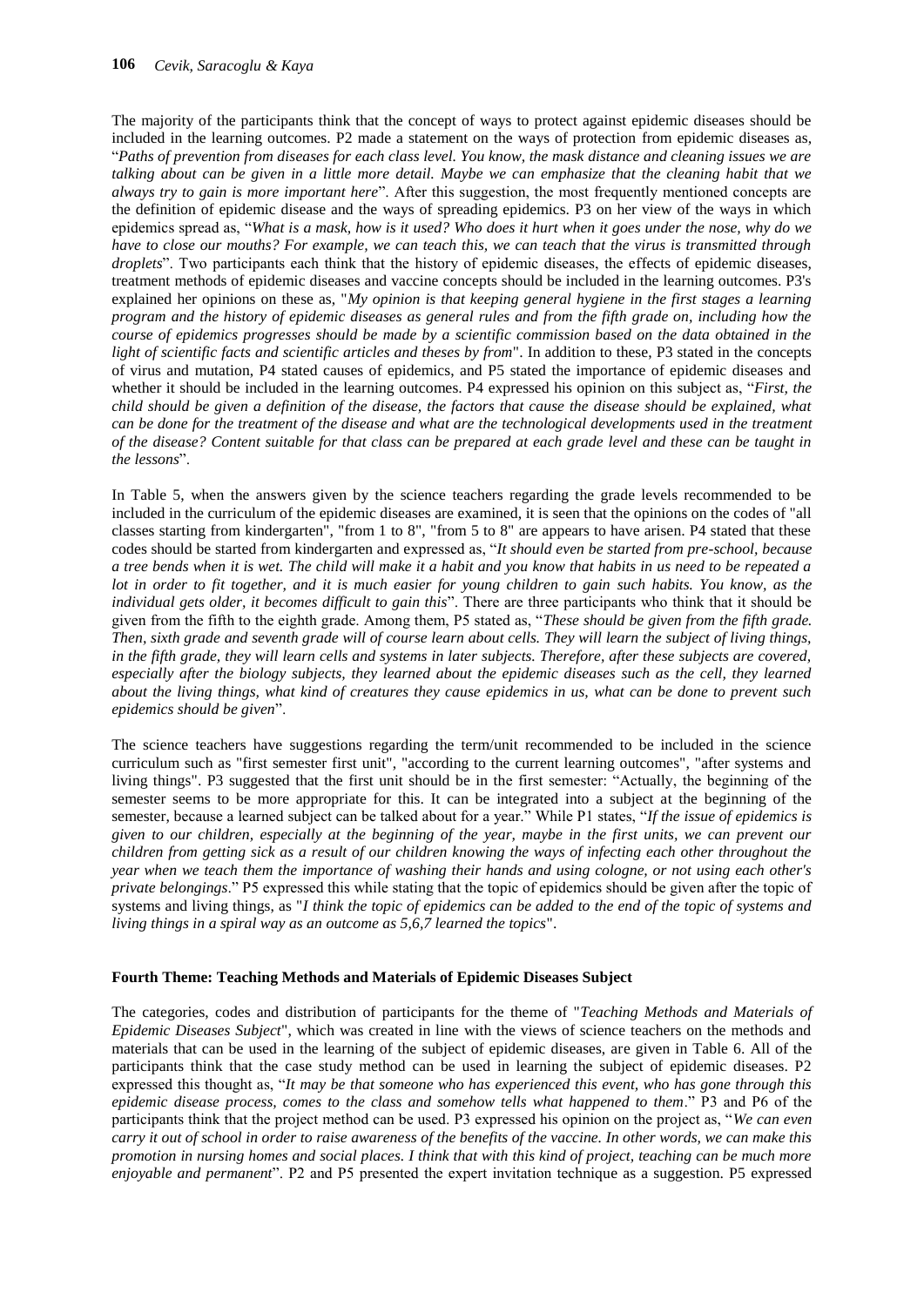The majority of the participants think that the concept of ways to protect against epidemic diseases should be included in the learning outcomes. P2 made a statement on the ways of protection from epidemic diseases as, "*Paths of prevention from diseases for each class level. You know, the mask distance and cleaning issues we are talking about can be given in a little more detail. Maybe we can emphasize that the cleaning habit that we always try to gain is more important here*". After this suggestion, the most frequently mentioned concepts are the definition of epidemic disease and the ways of spreading epidemics. P3 on her view of the ways in which epidemics spread as, "*What is a mask, how is it used? Who does it hurt when it goes under the nose, why do we have to close our mouths? For example, we can teach this, we can teach that the virus is transmitted through droplets*". Two participants each think that the history of epidemic diseases, the effects of epidemic diseases, treatment methods of epidemic diseases and vaccine concepts should be included in the learning outcomes. P3's explained her opinions on these as, "*My opinion is that keeping general hygiene in the first stages a learning program and the history of epidemic diseases as general rules and from the fifth grade on, including how the course of epidemics progresses should be made by a scientific commission based on the data obtained in the light of scientific facts and scientific articles and theses by from*". In addition to these, P3 stated in the concepts of virus and mutation, P4 stated causes of epidemics, and P5 stated the importance of epidemic diseases and whether it should be included in the learning outcomes. P4 expressed his opinion on this subject as, "*First, the child should be given a definition of the disease, the factors that cause the disease should be explained, what can be done for the treatment of the disease and what are the technological developments used in the treatment of the disease? Content suitable for that class can be prepared at each grade level and these can be taught in the lessons*".

In Table 5, when the answers given by the science teachers regarding the grade levels recommended to be included in the curriculum of the epidemic diseases are examined, it is seen that the opinions on the codes of "all classes starting from kindergarten", "from 1 to 8", "from 5 to 8" are appears to have arisen. P4 stated that these codes should be started from kindergarten and expressed as, "*It should even be started from pre-school, because a tree bends when it is wet. The child will make it a habit and you know that habits in us need to be repeated a lot in order to fit together, and it is much easier for young children to gain such habits. You know, as the individual gets older, it becomes difficult to gain this*". There are three participants who think that it should be given from the fifth to the eighth grade. Among them, P5 stated as, "*These should be given from the fifth grade. Then, sixth grade and seventh grade will of course learn about cells. They will learn the subject of living things, in the fifth grade, they will learn cells and systems in later subjects. Therefore, after these subjects are covered, especially after the biology subjects, they learned about the epidemic diseases such as the cell, they learned about the living things, what kind of creatures they cause epidemics in us, what can be done to prevent such epidemics should be given*".

The science teachers have suggestions regarding the term/unit recommended to be included in the science curriculum such as "first semester first unit", "according to the current learning outcomes", "after systems and living things". P3 suggested that the first unit should be in the first semester: "Actually, the beginning of the semester seems to be more appropriate for this. It can be integrated into a subject at the beginning of the semester, because a learned subject can be talked about for a year." While P1 states, "*If the issue of epidemics is given to our children, especially at the beginning of the year, maybe in the first units, we can prevent our children from getting sick as a result of our children knowing the ways of infecting each other throughout the year when we teach them the importance of washing their hands and using cologne, or not using each other's private belongings*." P5 expressed this while stating that the topic of epidemics should be given after the topic of systems and living things, as "*I think the topic of epidemics can be added to the end of the topic of systems and living things in a spiral way as an outcome as 5,6,7 learned the topics*".

**Fourth Theme: Teaching Methods and Materials of Epidemic Diseases Subject**

The categories, codes and distribution of participants for the theme of "*Teaching Methods and Materials of Epidemic Diseases Subject*", which was created in line with the views of science teachers on the methods and materials that can be used in the learning of the subject of epidemic diseases, are given in Table 6. All of the participants think that the case study method can be used in learning the subject of epidemic diseases. P2 expressed this thought as, "*It may be that someone who has experienced this event, who has gone through this epidemic disease process, comes to the class and somehow tells what happened to them*." P3 and P6 of the participants think that the project method can be used. P3 expressed his opinion on the project as, "*We can even carry it out of school in order to raise awareness of the benefits of the vaccine. In other words, we can make this promotion in nursing homes and social places. I think that with this kind of project, teaching can be much more enjoyable and permanent*". P2 and P5 presented the expert invitation technique as a suggestion. P5 expressed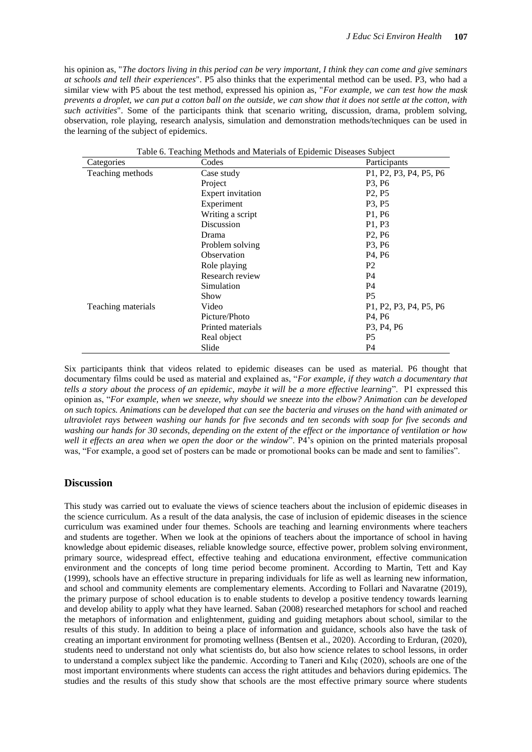his opinion as, "*The doctors living in this period can be very important, I think they can come and give seminars at schools and tell their experiences*". P5 also thinks that the experimental method can be used. P3, who had a similar view with P5 about the test method, expressed his opinion as, "*For example, we can test how the mask prevents a droplet, we can put a cotton ball on the outside, we can show that it does not settle at the cotton, with such activities*". Some of the participants think that scenario writing, discussion, drama, problem solving, observation, role playing, research analysis, simulation and demonstration methods/techniques can be used in the learning of the subject of epidemics.

Table 6. Teaching Methods and Materials of Epidemic Diseases Subject

| Categories | Codes | Participants |
|---|---|---|
| Teaching methods | Case study | P1, P2, P3, P4, P5, P6 |
| | Project | P3, P6 |
| | Expert invitation | P2, P5 |
| | Experiment | P3, P5 |
| | Writing a script | P1, P6 |
| | Discussion | P1, P3 |
| | Drama | P2, P6 |
| | Problem solving | P3, P6 |
| | Observation | P4, P6 |
| | Role playing | P2 |
| | Research review | P4 |
| | Simulation | P4 |
| | Show | P5 |
| Teaching materials | Video | P1, P2, P3, P4, P5, P6 |
| | Picture/Photo | P4, P6 |
| | Printed materials | P3, P4, P6 |
| | Real object | P5 |
| | Slide | P4 |

Six participants think that videos related to epidemic diseases can be used as material. P6 thought that documentary films could be used as material and explained as, "*For example, if they watch a documentary that tells a story about the process of an epidemic, maybe it will be a more effective learning*". P1 expressed this opinion as, "*For example, when we sneeze, why should we sneeze into the elbow? Animation can be developed on such topics. Animations can be developed that can see the bacteria and viruses on the hand with animated or ultraviolet rays between washing our hands for five seconds and ten seconds with soap for five seconds and washing our hands for 30 seconds, depending on the extent of the effect or the importance of ventilation or how well it effects an area when we open the door or the window*". P4's opinion on the printed materials proposal was, "For example, a good set of posters can be made or promotional books can be made and sent to families".

## Discussion

This study was carried out to evaluate the views of science teachers about the inclusion of epidemic diseases in the science curriculum. As a result of the data analysis, the case of inclusion of epidemic diseases in the science curriculum was examined under four themes. Schools are teaching and learning environments where teachers and students are together. When we look at the opinions of teachers about the importance of school in having knowledge about epidemic diseases, reliable knowledge source, effective power, problem solving environment, primary source, widespread effect, effective teahing and educationa environment, effective communication environment and the concepts of long time period become prominent. According to Martin, Tett and Kay (1999), schools have an effective structure in preparing individuals for life as well as learning new information, and school and community elements are complementary elements. According to Follari and Navaratne (2019), the primary purpose of school education is to enable students to develop a positive tendency towards learning and develop ability to apply what they have learned. Saban (2008) researched metaphors for school and reached the metaphors of information and enlightenment, guiding and guiding metaphors about school, similar to the results of this study. In addition to being a place of information and guidance, schools also have the task of creating an important environment for promoting wellness (Bentsen et al., 2020). According to Erduran, (2020), students need to understand not only what scientists do, but also how science relates to school lessons, in order to understand a complex subject like the pandemic. According to Taneri and Kılıç (2020), schools are one of the most important environments where students can access the right attitudes and behaviors during epidemics. The studies and the results of this study show that schools are the most effective primary source where students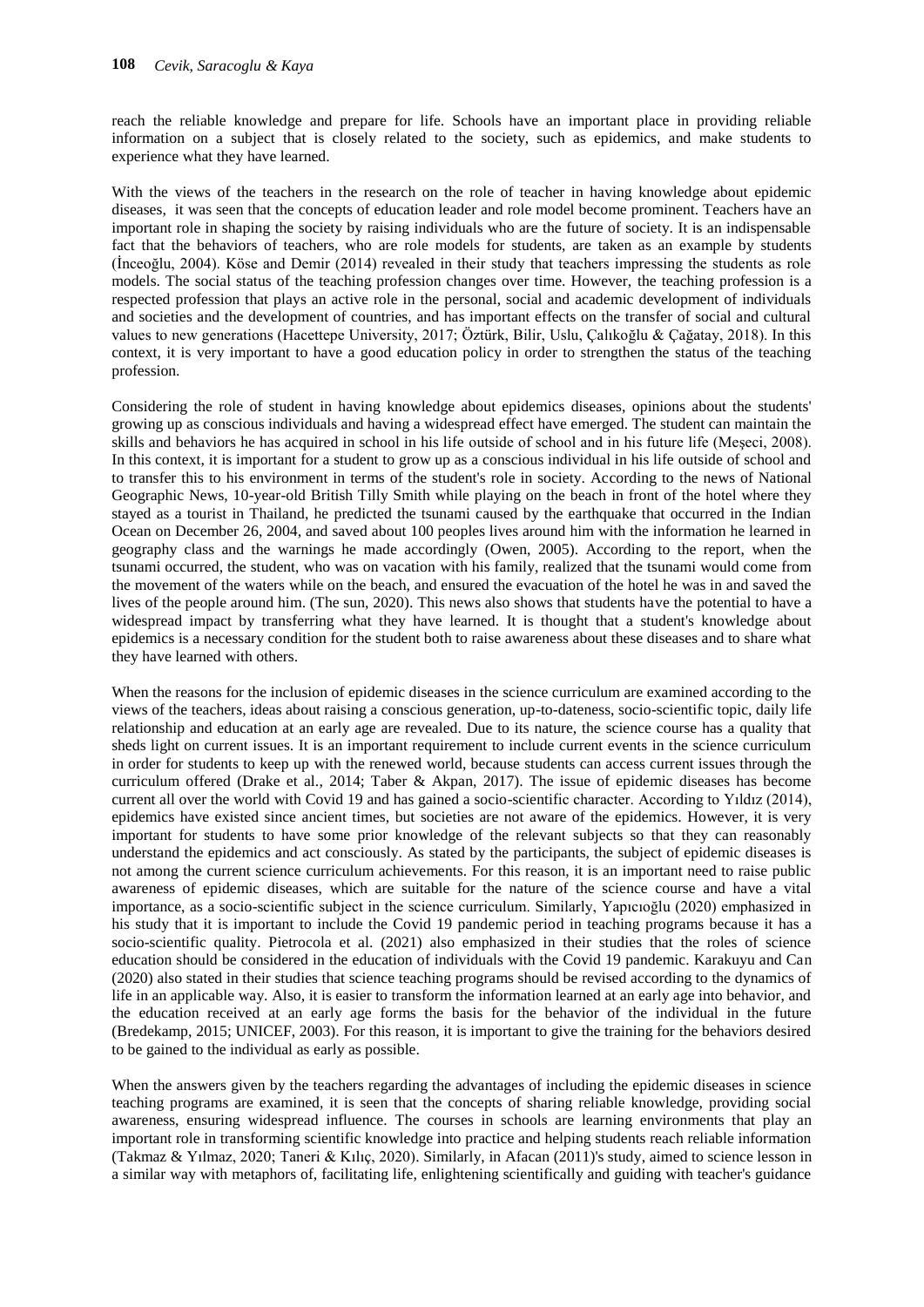reach the reliable knowledge and prepare for life. Schools have an important place in providing reliable information on a subject that is closely related to the society, such as epidemics, and make students to experience what they have learned.

With the views of the teachers in the research on the role of teacher in having knowledge about epidemic diseases, it was seen that the concepts of education leader and role model become prominent. Teachers have an important role in shaping the society by raising individuals who are the future of society. It is an indispensable fact that the behaviors of teachers, who are role models for students, are taken as an example by students (İnceoğlu, 2004). Köse and Demir (2014) revealed in their study that teachers impressing the students as role models. The social status of the teaching profession changes over time. However, the teaching profession is a respected profession that plays an active role in the personal, social and academic development of individuals and societies and the development of countries, and has important effects on the transfer of social and cultural values to new generations (Hacettepe University, 2017; Öztürk, Bilir, Uslu, Çalıkoğlu & Çağatay, 2018). In this context, it is very important to have a good education policy in order to strengthen the status of the teaching profession.

Considering the role of student in having knowledge about epidemics diseases, opinions about the students' growing up as conscious individuals and having a widespread effect have emerged. The student can maintain the skills and behaviors he has acquired in school in his life outside of school and in his future life (Meşeci, 2008). In this context, it is important for a student to grow up as a conscious individual in his life outside of school and to transfer this to his environment in terms of the student's role in society. According to the news of National Geographic News, 10-year-old British Tilly Smith while playing on the beach in front of the hotel where they stayed as a tourist in Thailand, he predicted the tsunami caused by the earthquake that occurred in the Indian Ocean on December 26, 2004, and saved about 100 peoples lives around him with the information he learned in geography class and the warnings he made accordingly (Owen, 2005). According to the report, when the tsunami occurred, the student, who was on vacation with his family, realized that the tsunami would come from the movement of the waters while on the beach, and ensured the evacuation of the hotel he was in and saved the lives of the people around him. (The sun, 2020). This news also shows that students have the potential to have a widespread impact by transferring what they have learned. It is thought that a student's knowledge about epidemics is a necessary condition for the student both to raise awareness about these diseases and to share what they have learned with others.

When the reasons for the inclusion of epidemic diseases in the science curriculum are examined according to the views of the teachers, ideas about raising a conscious generation, up-to-dateness, socio-scientific topic, daily life relationship and education at an early age are revealed. Due to its nature, the science course has a quality that sheds light on current issues. It is an important requirement to include current events in the science curriculum in order for students to keep up with the renewed world, because students can access current issues through the curriculum offered (Drake et al., 2014; Taber & Akpan, 2017). The issue of epidemic diseases has become current all over the world with Covid 19 and has gained a socio-scientific character. According to Yıldız (2014), epidemics have existed since ancient times, but societies are not aware of the epidemics. However, it is very important for students to have some prior knowledge of the relevant subjects so that they can reasonably understand the epidemics and act consciously. As stated by the participants, the subject of epidemic diseases is not among the current science curriculum achievements. For this reason, it is an important need to raise public awareness of epidemic diseases, which are suitable for the nature of the science course and have a vital importance, as a socio-scientific subject in the science curriculum. Similarly, Yapıcıoğlu (2020) emphasized in his study that it is important to include the Covid 19 pandemic period in teaching programs because it has a socio-scientific quality. Pietrocola et al. (2021) also emphasized in their studies that the roles of science education should be considered in the education of individuals with the Covid 19 pandemic. Karakuyu and Can (2020) also stated in their studies that science teaching programs should be revised according to the dynamics of life in an applicable way. Also, it is easier to transform the information learned at an early age into behavior, and the education received at an early age forms the basis for the behavior of the individual in the future (Bredekamp, 2015; UNICEF, 2003). For this reason, it is important to give the training for the behaviors desired to be gained to the individual as early as possible.

When the answers given by the teachers regarding the advantages of including the epidemic diseases in science teaching programs are examined, it is seen that the concepts of sharing reliable knowledge, providing social awareness, ensuring widespread influence. The courses in schools are learning environments that play an important role in transforming scientific knowledge into practice and helping students reach reliable information (Takmaz & Yılmaz, 2020; Taneri & Kılıç, 2020). Similarly, in Afacan (2011)'s study, aimed to science lesson in a similar way with metaphors of, facilitating life, enlightening scientifically and guiding with teacher's guidance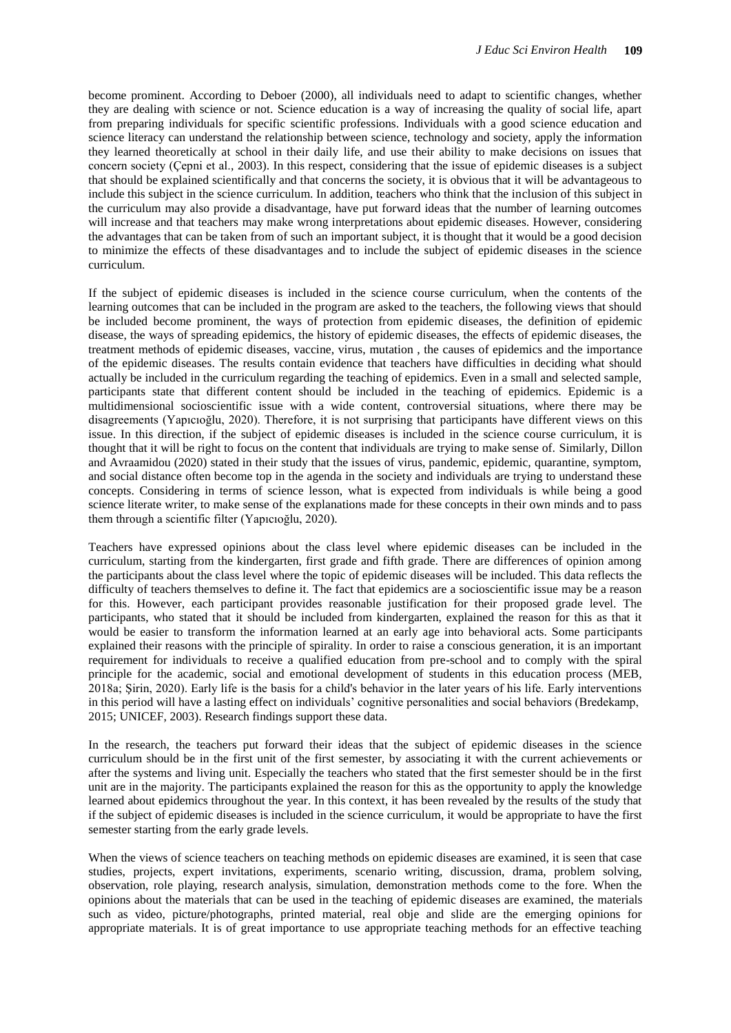become prominent. According to Deboer (2000), all individuals need to adapt to scientific changes, whether they are dealing with science or not. Science education is a way of increasing the quality of social life, apart from preparing individuals for specific scientific professions. Individuals with a good science education and science literacy can understand the relationship between science, technology and society, apply the information they learned theoretically at school in their daily life, and use their ability to make decisions on issues that concern society (Çepni et al., 2003). In this respect, considering that the issue of epidemic diseases is a subject that should be explained scientifically and that concerns the society, it is obvious that it will be advantageous to include this subject in the science curriculum. In addition, teachers who think that the inclusion of this subject in the curriculum may also provide a disadvantage, have put forward ideas that the number of learning outcomes will increase and that teachers may make wrong interpretations about epidemic diseases. However, considering the advantages that can be taken from of such an important subject, it is thought that it would be a good decision to minimize the effects of these disadvantages and to include the subject of epidemic diseases in the science curriculum.

If the subject of epidemic diseases is included in the science course curriculum, when the contents of the learning outcomes that can be included in the program are asked to the teachers, the following views that should be included become prominent, the ways of protection from epidemic diseases, the definition of epidemic disease, the ways of spreading epidemics, the history of epidemic diseases, the effects of epidemic diseases, the treatment methods of epidemic diseases, vaccine, virus, mutation , the causes of epidemics and the importance of the epidemic diseases. The results contain evidence that teachers have difficulties in deciding what should actually be included in the curriculum regarding the teaching of epidemics. Even in a small and selected sample, participants state that different content should be included in the teaching of epidemics. Epidemic is a multidimensional socioscientific issue with a wide content, controversial situations, where there may be disagreements (Yapıcıoğlu, 2020). Therefore, it is not surprising that participants have different views on this issue. In this direction, if the subject of epidemic diseases is included in the science course curriculum, it is thought that it will be right to focus on the content that individuals are trying to make sense of. Similarly, Dillon and Avraamidou (2020) stated in their study that the issues of virus, pandemic, epidemic, quarantine, symptom, and social distance often become top in the agenda in the society and individuals are trying to understand these concepts. Considering in terms of science lesson, what is expected from individuals is while being a good science literate writer, to make sense of the explanations made for these concepts in their own minds and to pass them through a scientific filter (Yapıcıoğlu, 2020).

Teachers have expressed opinions about the class level where epidemic diseases can be included in the curriculum, starting from the kindergarten, first grade and fifth grade. There are differences of opinion among the participants about the class level where the topic of epidemic diseases will be included. This data reflects the difficulty of teachers themselves to define it. The fact that epidemics are a socioscientific issue may be a reason for this. However, each participant provides reasonable justification for their proposed grade level. The participants, who stated that it should be included from kindergarten, explained the reason for this as that it would be easier to transform the information learned at an early age into behavioral acts. Some participants explained their reasons with the principle of spirality. In order to raise a conscious generation, it is an important requirement for individuals to receive a qualified education from pre-school and to comply with the spiral principle for the academic, social and emotional development of students in this education process (MEB, 2018a; Şirin, 2020). Early life is the basis for a child's behavior in the later years of his life. Early interventions in this period will have a lasting effect on individuals' cognitive personalities and social behaviors (Bredekamp, 2015; UNICEF, 2003). Research findings support these data.

In the research, the teachers put forward their ideas that the subject of epidemic diseases in the science curriculum should be in the first unit of the first semester, by associating it with the current achievements or after the systems and living unit. Especially the teachers who stated that the first semester should be in the first unit are in the majority. The participants explained the reason for this as the opportunity to apply the knowledge learned about epidemics throughout the year. In this context, it has been revealed by the results of the study that if the subject of epidemic diseases is included in the science curriculum, it would be appropriate to have the first semester starting from the early grade levels.

When the views of science teachers on teaching methods on epidemic diseases are examined, it is seen that case studies, projects, expert invitations, experiments, scenario writing, discussion, drama, problem solving, observation, role playing, research analysis, simulation, demonstration methods come to the fore. When the opinions about the materials that can be used in the teaching of epidemic diseases are examined, the materials such as video, picture/photographs, printed material, real obje and slide are the emerging opinions for appropriate materials. It is of great importance to use appropriate teaching methods for an effective teaching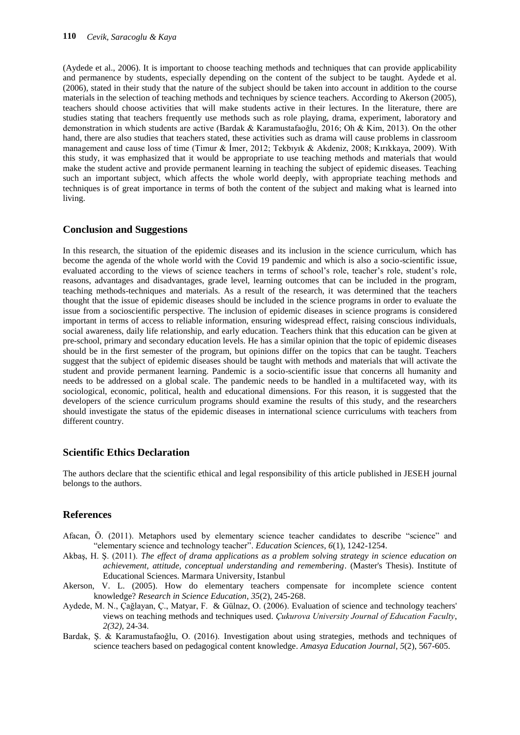(Aydede et al., 2006). It is important to choose teaching methods and techniques that can provide applicability and permanence by students, especially depending on the content of the subject to be taught. Aydede et al. (2006), stated in their study that the nature of the subject should be taken into account in addition to the course materials in the selection of teaching methods and techniques by science teachers. According to Akerson (2005), teachers should choose activities that will make students active in their lectures. In the literature, there are studies stating that teachers frequently use methods such as role playing, drama, experiment, laboratory and demonstration in which students are active (Bardak & Karamustafaoğlu, 2016; Oh & Kim, 2013). On the other hand, there are also studies that teachers stated, these activities such as drama will cause problems in classroom management and cause loss of time (Timur & İmer, 2012; Tekbıyık & Akdeniz, 2008; Kırıkkaya, 2009). With this study, it was emphasized that it would be appropriate to use teaching methods and materials that would make the student active and provide permanent learning in teaching the subject of epidemic diseases. Teaching such an important subject, which affects the whole world deeply, with appropriate teaching methods and techniques is of great importance in terms of both the content of the subject and making what is learned into living.

## Conclusion and Suggestions

In this research, the situation of the epidemic diseases and its inclusion in the science curriculum, which has become the agenda of the whole world with the Covid 19 pandemic and which is also a socio-scientific issue, evaluated according to the views of science teachers in terms of school's role, teacher's role, student's role, reasons, advantages and disadvantages, grade level, learning outcomes that can be included in the program, teaching methods-techniques and materials. As a result of the research, it was determined that the teachers thought that the issue of epidemic diseases should be included in the science programs in order to evaluate the issue from a socioscientific perspective. The inclusion of epidemic diseases in science programs is considered important in terms of access to reliable information, ensuring widespread effect, raising conscious individuals, social awareness, daily life relationship, and early education. Teachers think that this education can be given at pre-school, primary and secondary education levels. He has a similar opinion that the topic of epidemic diseases should be in the first semester of the program, but opinions differ on the topics that can be taught. Teachers suggest that the subject of epidemic diseases should be taught with methods and materials that will activate the student and provide permanent learning. Pandemic is a socio-scientific issue that concerns all humanity and needs to be addressed on a global scale. The pandemic needs to be handled in a multifaceted way, with its sociological, economic, political, health and educational dimensions. For this reason, it is suggested that the developers of the science curriculum programs should examine the results of this study, and the researchers should investigate the status of the epidemic diseases in international science curriculums with teachers from different country.

## Scientific Ethics Declaration

The authors declare that the scientific ethical and legal responsibility of this article published in JESEH journal belongs to the authors.

## References

Afacan, Ö. (2011). Metaphors used by elementary science teacher candidates to describe "science" and "elementary science and technology teacher". *Education Sciences*, *6*(1), 1242-1254.

Akbaş, H. Ş. (2011). *The effect of drama applications as a problem solving strategy in science education on achievement, attitude, conceptual understanding and remembering*. (Master's Thesis). Institute of Educational Sciences. Marmara University, Istanbul

Akerson, V. L. (2005). How do elementary teachers compensate for incomplete science content knowledge? *Research in Science Education*, *35*(2), 245-268.

Aydede, M. N., Çağlayan, Ç., Matyar, F. & Gülnaz, O. (2006). Evaluation of science and technology teachers' views on teaching methods and techniques used. *Çukurova University Journal of Education Faculty*, *2(32)*, 24-34.

Bardak, Ş. & Karamustafaoğlu, O. (2016). Investigation about using strategies, methods and techniques of science teachers based on pedagogical content knowledge. *Amasya Education Journal*, *5*(2), 567-605.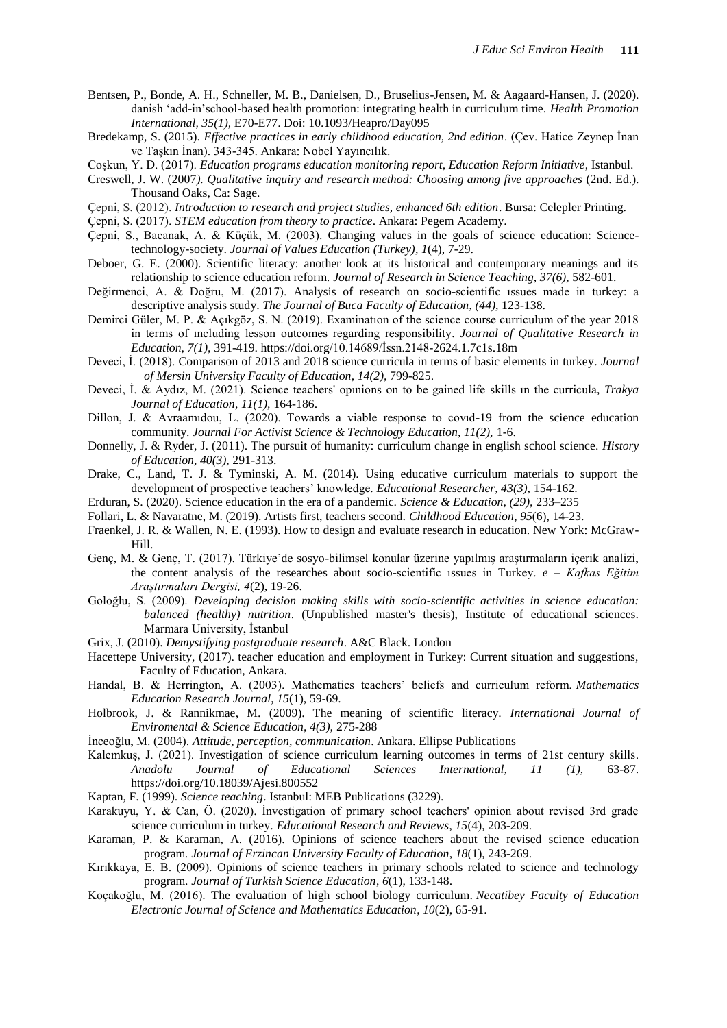Bentsen, P., Bonde, A. H., Schneller, M. B., Danielsen, D., Bruselius-Jensen, M. & Aagaard-Hansen, J. (2020). danish 'add-in'school-based health promotion: integrating health in curriculum time. *Health Promotion International, 35(1)*, E70-E77. Doi: 10.1093/Heapro/Day095

Bredekamp, S. (2015). *Effective practices in early childhood education, 2nd edition*. (Çev. Hatice Zeynep İnan ve Taşkın İnan). 343-345. Ankara: Nobel Yayıncılık.

Coşkun, Y. D. (2017). *Education programs education monitoring report, Education Reform Initiative*, Istanbul.

Creswell, J. W. (2007). *Qualitative inquiry and research method: Choosing among five approaches* (2nd. Ed.). Thousand Oaks, Ca: Sage.

Çepni, S. (2012). *Introduction to research and project studies, enhanced 6th edition*. Bursa: Celepler Printing.

Çepni, S. (2017). *STEM education from theory to practice*. Ankara: Pegem Academy.

Çepni, S., Bacanak, A. & Küçük, M. (2003). Changing values in the goals of science education: Science-technology-society. *Journal of Values Education (Turkey), 1*(4), 7-29.

Deboer, G. E. (2000). Scientific literacy: another look at its historical and contemporary meanings and its relationship to science education reform. *Journal of Research in Science Teaching, 37(6),* 582-601.

Değirmenci, A. & Doğru, M. (2017). Analysis of research on socio-scientific ıssues made in turkey: a descriptive analysis study. *The Journal of Buca Faculty of Education, (44),* 123-138.

Demirci Güler, M. P. & Açıkgöz, S. N. (2019). Examinatıon of the science course curriculum of the year 2018 in terms of ıncluding lesson outcomes regarding responsibility. *Journal of Qualitative Research in Education, 7(1),* 391-419. https://doi.org/10.14689/İssn.2148-2624.1.7c1s.18m

Deveci, İ. (2018). Comparison of 2013 and 2018 science curricula in terms of basic elements in turkey. *Journal of Mersin University Faculty of Education, 14(2),* 799-825.

Deveci, İ. & Aydız, M. (2021). Science teachers' opınions on to be gained life skills ın the curricula, *Trakya Journal of Education, 11(1),* 164-186.

Dillon, J. & Avraamıdou, L. (2020). Towards a viable response to covıd-19 from the science education community. *Journal For Activist Science & Technology Education, 11(2),* 1-6.

Donnelly, J. & Ryder, J. (2011). The pursuit of humanity: curriculum change in english school science. *History of Education*, *40(3)*, 291-313.

Drake, C., Land, T. J. & Tyminski, A. M. (2014). Using educative curriculum materials to support the development of prospective teachers' knowledge. *Educational Researcher, 43(3),* 154-162.

Erduran, S. (2020). Science education in the era of a pandemic. *Science & Education, (29),* 233–235

Follari, L. & Navaratne, M. (2019). Artists first, teachers second. *Childhood Education*, *95*(6), 14-23.

Fraenkel, J. R. & Wallen, N. E. (1993). How to design and evaluate research in education. New York: McGraw-Hill.

Genç, M. & Genç, T. (2017). Türkiye'de sosyo-bilimsel konular üzerine yapılmış araştırmaların içerik analizi, the content analysis of the researches about socio-scientific ıssues in Turkey. *e – Kafkas Eğitim Araştırmaları Dergisi, 4*(2), 19-26.

Goloğlu, S. (2009). *Developing decision making skills with socio-scientific activities in science education: balanced (healthy) nutrition*. (Unpublished master's thesis), Institute of educational sciences. Marmara University, İstanbul

Grix, J. (2010). *Demystifying postgraduate research*. A&C Black. London

Hacettepe University, (2017). teacher education and employment in Turkey: Current situation and suggestions, Faculty of Education, Ankara.

Handal, B. & Herrington, A. (2003). Mathematics teachers' beliefs and curriculum reform. *Mathematics Education Research Journal*, *15*(1), 59-69.

Holbrook, J. & Rannikmae, M. (2009). The meaning of scientific literacy. *International Journal of Enviromental & Science Education, 4(3),* 275-288

İnceoğlu, M. (2004). *Attitude, perception, communication*. Ankara. Ellipse Publications

Kalemkuş, J. (2021). Investigation of science curriculum learning outcomes in terms of 21st century skills. *Anadolu Journal of Educational Sciences International, 11 (1),* 63-87. https://doi.org/10.18039/Ajesi.800552

Kaptan, F. (1999). *Science teaching*. Istanbul: MEB Publications (3229).

Karakuyu, Y. & Can, Ö. (2020). İnvestigation of primary school teachers' opinion about revised 3rd grade science curriculum in turkey. *Educational Research and Reviews*, *15*(4), 203-209.

Karaman, P. & Karaman, A. (2016). Opinions of science teachers about the revised science education program. *Journal of Erzincan University Faculty of Education*, *18*(1), 243-269.

Kırıkkaya, E. B. (2009). Opinions of science teachers in primary schools related to science and technology program. *Journal of Turkish Science Education*, *6*(1), 133-148.

Koçakoğlu, M. (2016). The evaluation of high school biology curriculum. *Necatibey Faculty of Education Electronic Journal of Science and Mathematics Education*, *10*(2), 65-91.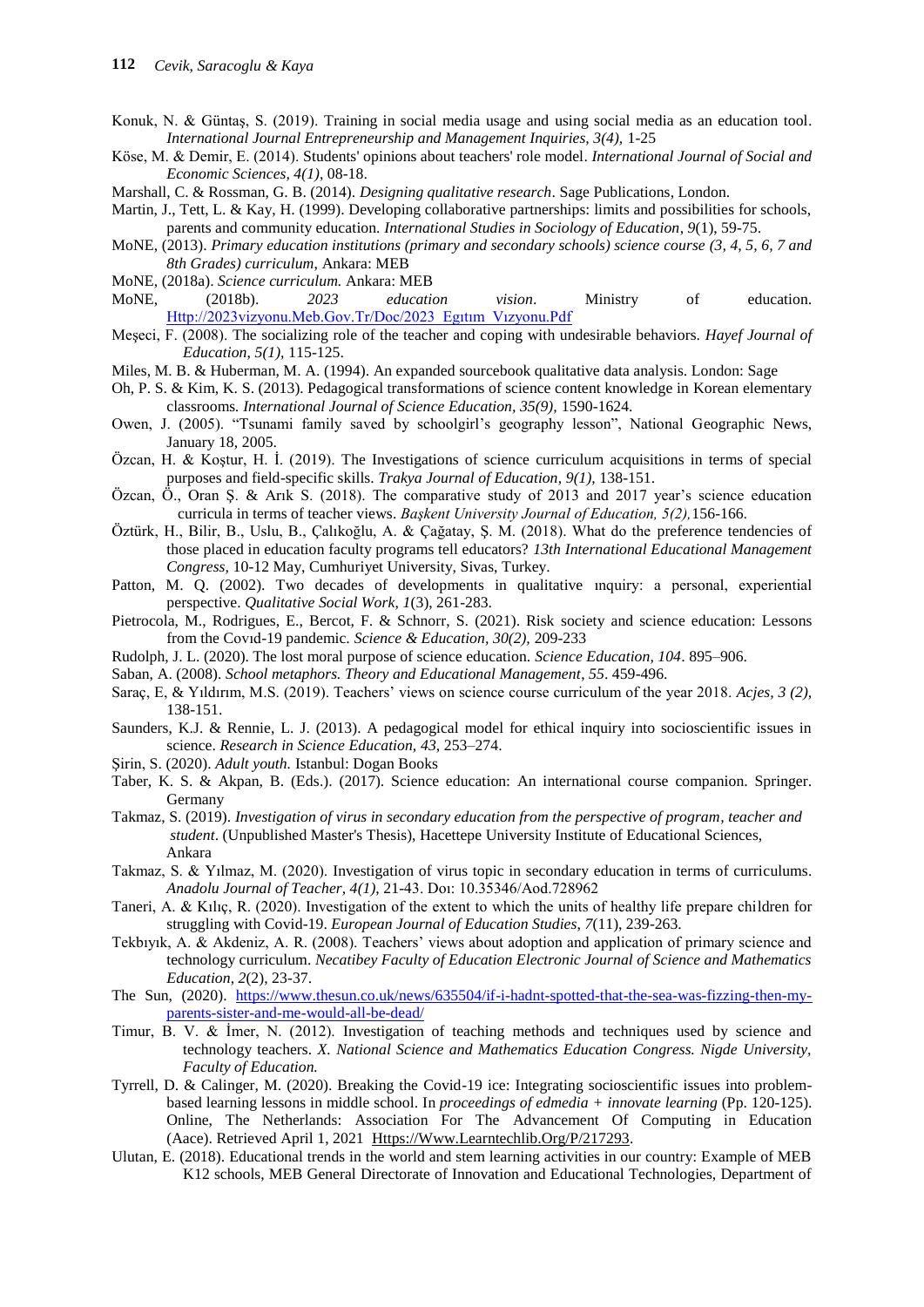Konuk, N. & Güntaş, S. (2019). Training in social media usage and using social media as an education tool. *International Journal Entrepreneurship and Management Inquiries, 3(4),* 1-25

Köse, M. & Demir, E. (2014). Students' opinions about teachers' role model. *International Journal of Social and Economic Sciences, 4(1)*, 08-18.

Marshall, C. & Rossman, G. B. (2014). *Designing qualitative research*. Sage Publications, London.

Martin, J., Tett, L. & Kay, H. (1999). Developing collaborative partnerships: limits and possibilities for schools, parents and community education. *International Studies in Sociology of Education, 9*(1), 59-75.

MoNE, (2013). *Primary education institutions (primary and secondary schools) science course (3, 4, 5, 6, 7 and 8th Grades) curriculum,* Ankara: MEB

MoNE, (2018a). *Science curriculum.* Ankara: MEB

MoNE, (2018b). *2023 education vision*. Ministry of education. Http://2023vizyonu.Meb.Gov.Tr/Doc/2023_Egıtım_Vızyonu.Pdf

Meşeci, F. (2008). The socializing role of the teacher and coping with undesirable behaviors. *Hayef Journal of Education, 5(1),* 115-125.

Miles, M. B. & Huberman, M. A. (1994). An expanded sourcebook qualitative data analysis. London: Sage

Oh, P. S. & Kim, K. S. (2013). Pedagogical transformations of science content knowledge in Korean elementary classrooms*. International Journal of Science Education, 35(9),* 1590-1624.

Owen, J. (2005). "Tsunami family saved by schoolgirl's geography lesson", National Geographic News, January 18, 2005.

Özcan, H. & Koştur, H. İ. (2019). The Investigations of science curriculum acquisitions in terms of special purposes and field-specific skills. *Trakya Journal of Education, 9(1),* 138-151.

Özcan, Ö., Oran Ş. & Arık S. (2018). The comparative study of 2013 and 2017 year's science education curricula in terms of teacher views. *Başkent University Journal of Education, 5(2),*156-166.

Öztürk, H., Bilir, B., Uslu, B., Çalıkoğlu, A. & Çağatay, Ş. M. (2018). What do the preference tendencies of those placed in education faculty programs tell educators? *13th International Educational Management Congress,* 10-12 May, Cumhuriyet University, Sivas, Turkey.

Patton, M. Q. (2002). Two decades of developments in qualitative ınquiry: a personal, experiential perspective. *Qualitative Social Work, 1*(3), 261-283.

Pietrocola, M., Rodrigues, E., Bercot, F. & Schnorr, S. (2021). Risk society and science education: Lessons from the Covıd-19 pandemic. *Science & Education, 30(2),* 209-233

Rudolph, J. L. (2020). The lost moral purpose of science education. *Science Education, 104*. 895–906.

Saban, A. (2008). *School metaphors. Theory and Educational Management, 55*. 459-496.

Saraç, E, & Yıldırım, M.S. (2019). Teachers' views on science course curriculum of the year 2018. *Acjes, 3 (2),* 138-151.

Saunders, K.J. & Rennie, L. J. (2013). A pedagogical model for ethical inquiry into socioscientific issues in science. *Research in Science Education, 43*, 253–274.

Şirin, S. (2020). *Adult youth.* Istanbul: Dogan Books

Taber, K. S. & Akpan, B. (Eds.). (2017). Science education: An international course companion. Springer. Germany

Takmaz, S. (2019). *Investigation of virus in secondary education from the perspective of program, teacher and student*. (Unpublished Master's Thesis), Hacettepe University Institute of Educational Sciences, Ankara

Takmaz, S. & Yılmaz, M. (2020). Investigation of virus topic in secondary education in terms of curriculums. *Anadolu Journal of Teacher, 4(1),* 21-43. Doı: 10.35346/Aod.728962

Taneri, A. & Kılıç, R. (2020). Investigation of the extent to which the units of healthy life prepare children for struggling with Covid-19. *European Journal of Education Studies, 7*(11), 239-263.

Tekbıyık, A. & Akdeniz, A. R. (2008). Teachers' views about adoption and application of primary science and technology curriculum. *Necatibey Faculty of Education Electronic Journal of Science and Mathematics Education, 2*(2), 23-37.

The Sun, (2020). https://www.thesun.co.uk/news/635504/if-i-hadnt-spotted-that-the-sea-was-fizzing-then-my-parents-sister-and-me-would-all-be-dead/

Timur, B. V. & İmer, N. (2012). Investigation of teaching methods and techniques used by science and technology teachers. *X. National Science and Mathematics Education Congress. Nigde University, Faculty of Education.*

Tyrrell, D. & Calinger, M. (2020). Breaking the Covid-19 ice: Integrating socioscientific issues into problem-based learning lessons in middle school. In *proceedings of edmedia + innovate learning* (Pp. 120-125). Online, The Netherlands: Association For The Advancement Of Computing in Education (Aace). Retrieved April 1, 2021 Https://Www.Learntechlib.Org/P/217293.

Ulutan, E. (2018). Educational trends in the world and stem learning activities in our country: Example of MEB K12 schools, MEB General Directorate of Innovation and Educational Technologies, Department of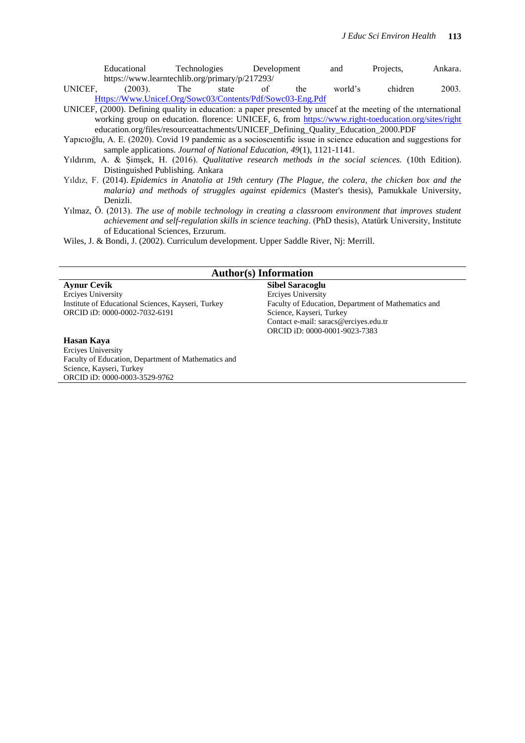Educational Technologies Development and Projects, Ankara. https://www.learntechlib.org/primary/p/217293/

UNICEF, (2003). The state of the world's chidren 2003. Https://Www.Unicef.Org/Sowc03/Contents/Pdf/Sowc03-Eng.Pdf

UNICEF, (2000). Defining quality in education: a paper presented by unıcef at the meeting of the ınternational working group on education. florence: UNICEF, 6, from https://www.right-toeducation.org/sites/right education.org/files/resourceattachments/UNICEF_Defining_Quality_Education_2000.PDF

Yapıcıoğlu, A. E. (2020). Covid 19 pandemic as a socioscıentific issue in science education and suggestions for sample applications. *Journal of National Education, 49*(1), 1121-1141.

Yıldırım, A. & Şimşek, H. (2016). *Qualitative research methods in the social sciences.* (10th Edition). Distinguished Publishing. Ankara

Yıldız, F. (2014). *Epidemics in Anatolia at 19th century (The Plague, the colera, the chicken box and the malaria) and methods of struggles against epidemics* (Master's thesis), Pamukkale University, Denizli.

Yılmaz, Ö. (2013). *The use of mobile technology in creating a classroom environment that improves student achievement and self-regulation skills in science teaching*. (PhD thesis), Atatürk University, Institute of Educational Sciences, Erzurum.

Wiles, J. & Bondi, J. (2002). Curriculum development. Upper Saddle River, Nj: Merrill.

## Author(s) Information

**Aynur Cevik**
Erciyes University
Institute of Educational Sciences, Kayseri, Turkey
ORCID iD: 0000-0002-7032-6191

**Sibel Saracoglu**
Erciyes University
Faculty of Education, Department of Mathematics and Science, Kayseri, Turkey
Contact e-mail: saracs@erciyes.edu.tr
ORCID iD: 0000-0001-9023-7383

**Hasan Kaya**
Erciyes University
Faculty of Education, Department of Mathematics and Science, Kayseri, Turkey
ORCID iD: 0000-0003-3529-9762